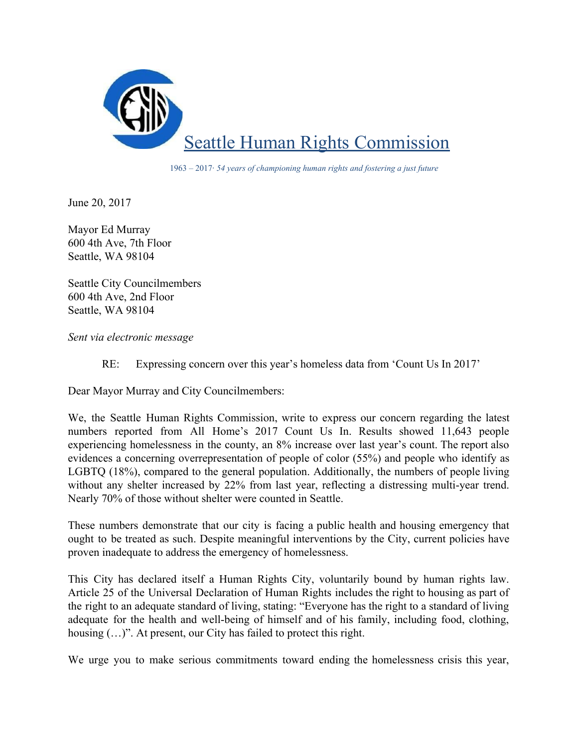# Seattle Human Rights Commission

1963 – 2017· *54 years of championing human rights and fostering a just future*

June 20, 2017

Mayor Ed Murray
600 4th Ave, 7th Floor
Seattle, WA 98104

Seattle City Councilmembers
600 4th Ave, 2nd Floor
Seattle, WA 98104

*Sent via electronic message*

RE: Expressing concern over this year's homeless data from 'Count Us In 2017'

Dear Mayor Murray and City Councilmembers:

We, the Seattle Human Rights Commission, write to express our concern regarding the latest numbers reported from All Home's 2017 Count Us In. Results showed 11,643 people experiencing homelessness in the county, an 8% increase over last year's count. The report also evidences a concerning overrepresentation of people of color (55%) and people who identify as LGBTQ (18%), compared to the general population. Additionally, the numbers of people living without any shelter increased by 22% from last year, reflecting a distressing multi-year trend. Nearly 70% of those without shelter were counted in Seattle.

These numbers demonstrate that our city is facing a public health and housing emergency that ought to be treated as such. Despite meaningful interventions by the City, current policies have proven inadequate to address the emergency of homelessness.

This City has declared itself a Human Rights City, voluntarily bound by human rights law. Article 25 of the Universal Declaration of Human Rights includes the right to housing as part of the right to an adequate standard of living, stating: "Everyone has the right to a standard of living adequate for the health and well-being of himself and of his family, including food, clothing, housing (…)". At present, our City has failed to protect this right.

We urge you to make serious commitments toward ending the homelessness crisis this year,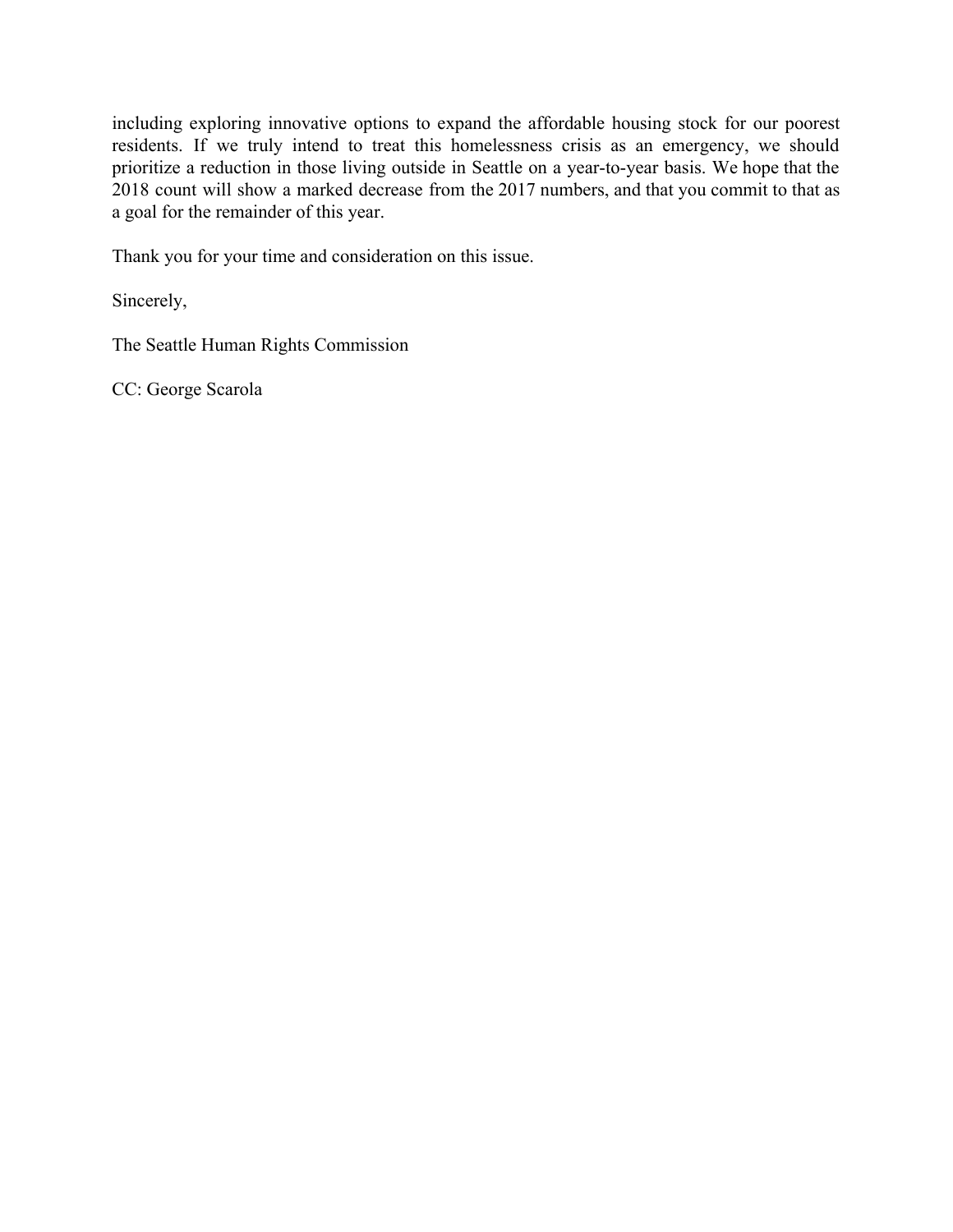including exploring innovative options to expand the affordable housing stock for our poorest residents. If we truly intend to treat this homelessness crisis as an emergency, we should prioritize a reduction in those living outside in Seattle on a year-to-year basis. We hope that the 2018 count will show a marked decrease from the 2017 numbers, and that you commit to that as a goal for the remainder of this year.

Thank you for your time and consideration on this issue.

Sincerely,

The Seattle Human Rights Commission

CC: George Scarola